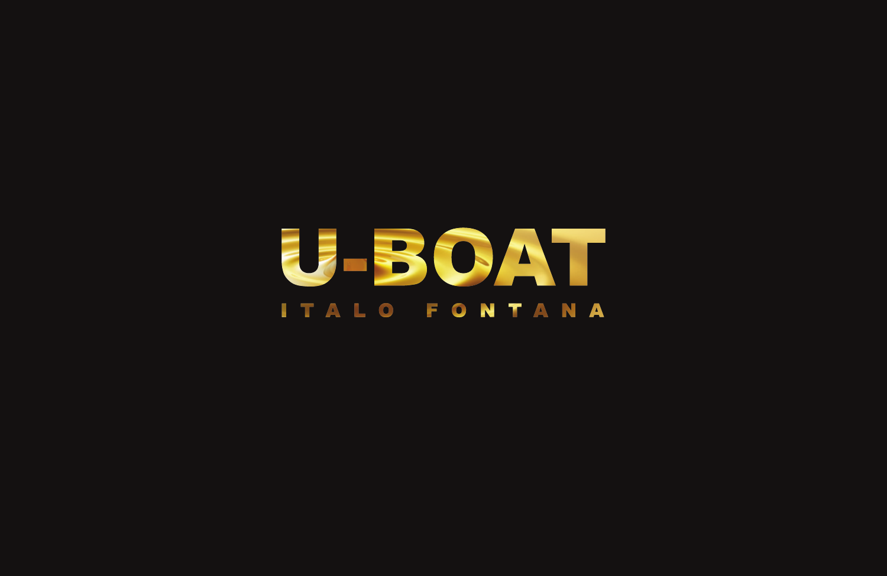# U-BOAT

ITALO FONTANA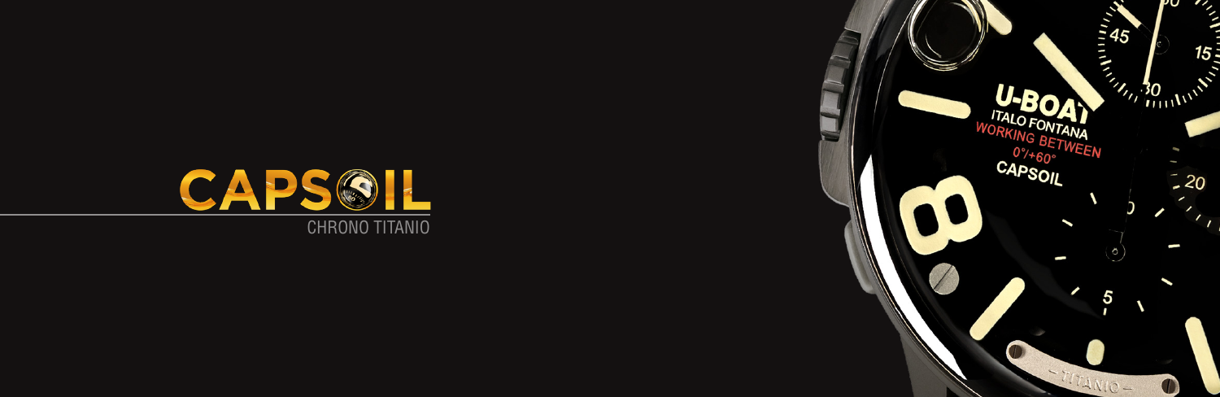# CAPSOIL

CHRONO TITANIO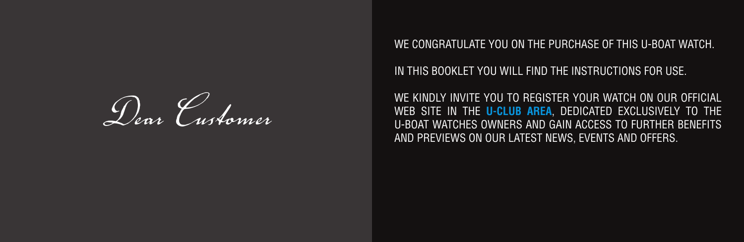# Dear Customer

WE CONGRATULATE YOU ON THE PURCHASE OF THIS U-BOAT WATCH.

IN THIS BOOKLET YOU WILL FIND THE INSTRUCTIONS FOR USE.

WE KINDLY INVITE YOU TO REGISTER YOUR WATCH ON OUR OFFICIAL WEB SITE IN THE **U-CLUB AREA**, DEDICATED EXCLUSIVELY TO THE U-BOAT WATCHES OWNERS AND GAIN ACCESS TO FURTHER BENEFITS AND PREVIEWS ON OUR LATEST NEWS, EVENTS AND OFFERS.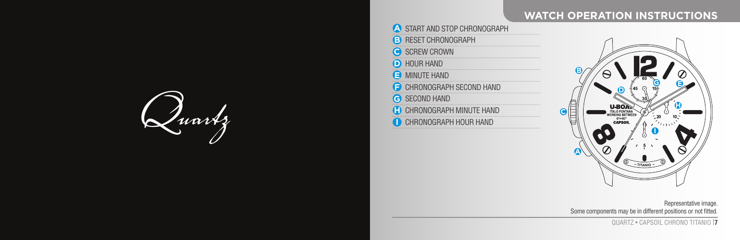*Quartz*

## WATCH OPERATION INSTRUCTIONS

- **A** START AND STOP CHRONOGRAPH
- **B** RESET CHRONOGRAPH
- **C** SCREW CROWN
- **D** HOUR HAND
- **E** MINUTE HAND
- **F** CHRONOGRAPH SECOND HAND
- **G** SECOND HAND
- **H** CHRONOGRAPH MINUTE HAND
- **I** CHRONOGRAPH HOUR HAND

Representative image.
Some components may be in different positions or not fitted.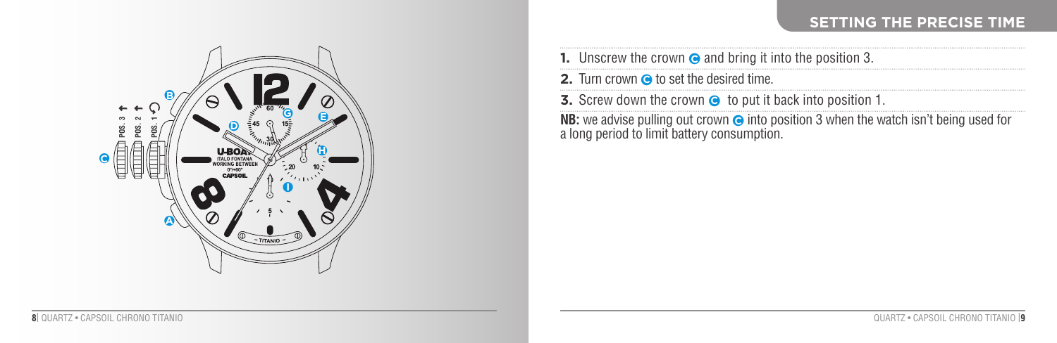## SETTING THE PRECISE TIME

1. Unscrew the crown C and bring it into the position 3.
2. Turn crown C to set the desired time.
3. Screw down the crown C to put it back into position 1.

**NB:** we advise pulling out crown C into position 3 when the watch isn't being used for a long period to limit battery consumption.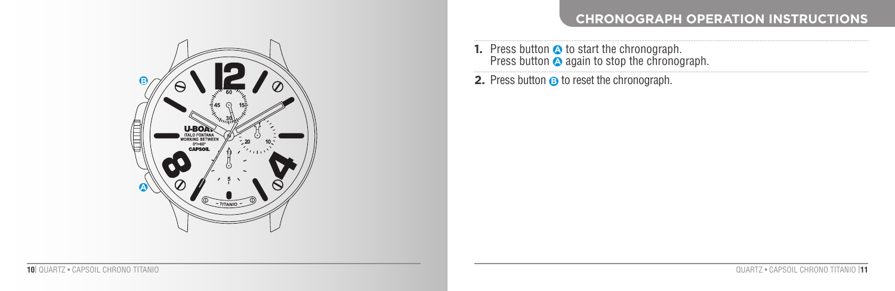## CHRONOGRAPH OPERATION INSTRUCTIONS

1. Press button A to start the chronograph.
   Press button A again to stop the chronograph.
2. Press button B to reset the chronograph.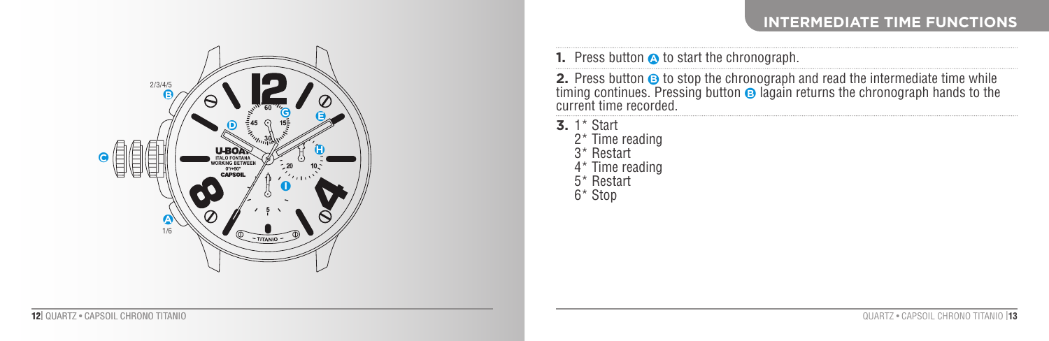## INTERMEDIATE TIME FUNCTIONS

**1.** Press button A to start the chronograph.

**2.** Press button B to stop the chronograph and read the intermediate time while timing continues. Pressing button B lagain returns the chronograph hands to the current time recorded.

**3.** 1* Start
2* Time reading
3* Restart
4* Time reading
5* Restart
6* Stop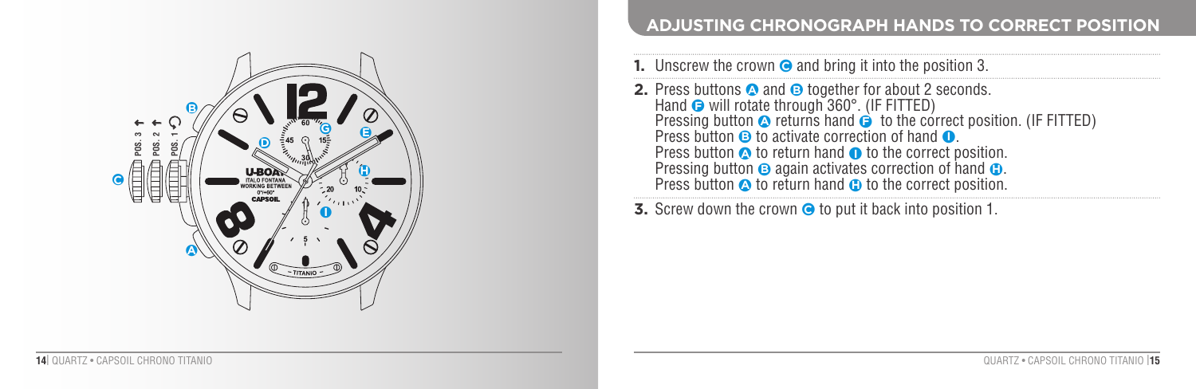## ADJUSTING CHRONOGRAPH HANDS TO CORRECT POSITION

1. Unscrew the crown C and bring it into the position 3.
2. Press buttons A and B together for about 2 seconds.
   Hand F will rotate through 360°. (IF FITTED)
   Pressing button A returns hand F to the correct position. (IF FITTED)
   Press button B to activate correction of hand I.
   Press button A to return hand I to the correct position.
   Pressing button B again activates correction of hand H.
   Press button A to return hand H to the correct position.
3. Screw down the crown C to put it back into position 1.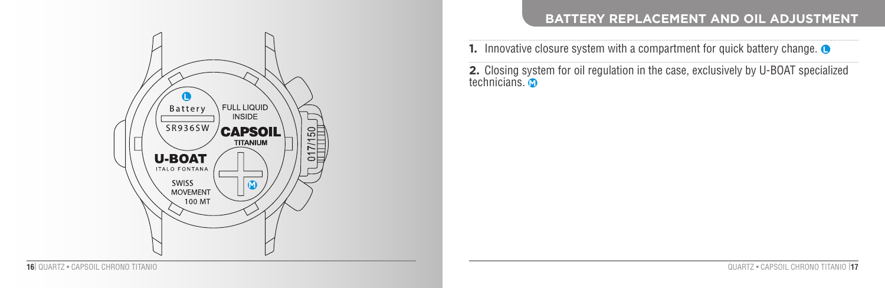## BATTERY REPLACEMENT AND OIL ADJUSTMENT

**1.** Innovative closure system with a compartment for quick battery change. L

**2.** Closing system for oil regulation in the case, exclusively by U-BOAT specialized technicians. M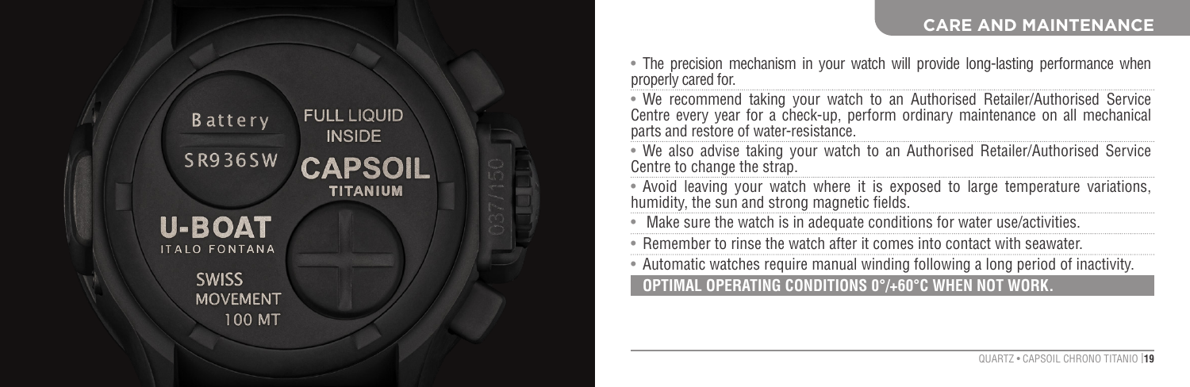## CARE AND MAINTENANCE

- The precision mechanism in your watch will provide long-lasting performance when properly cared for.
- We recommend taking your watch to an Authorised Retailer/Authorised Service Centre every year for a check-up, perform ordinary maintenance on all mechanical parts and restore of water-resistance.
- We also advise taking your watch to an Authorised Retailer/Authorised Service Centre to change the strap.
- Avoid leaving your watch where it is exposed to large temperature variations, humidity, the sun and strong magnetic fields.
- Make sure the watch is in adequate conditions for water use/activities.
- Remember to rinse the watch after it comes into contact with seawater.
- Automatic watches require manual winding following a long period of inactivity.

**OPTIMAL OPERATING CONDITIONS 0°/+60°C WHEN NOT WORK.**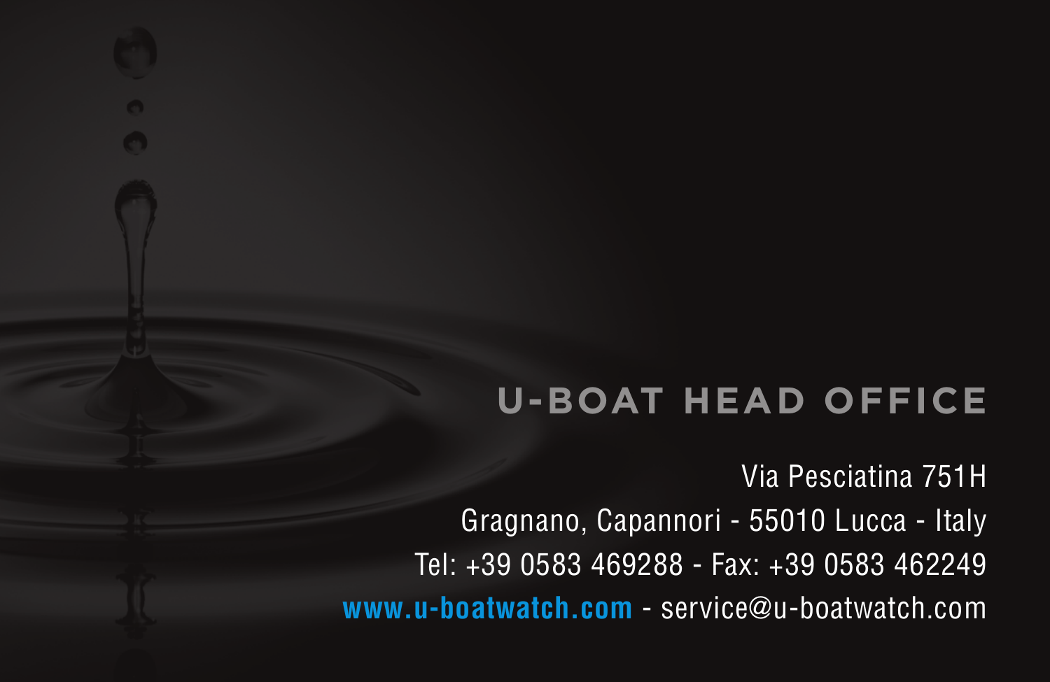## U-BOAT HEAD OFFICE

Via Pesciatina 751H

Gragnano, Capannori - 55010 Lucca - Italy

Tel: +39 0583 469288 - Fax: +39 0583 462249

**www.u-boatwatch.com** - service@u-boatwatch.com